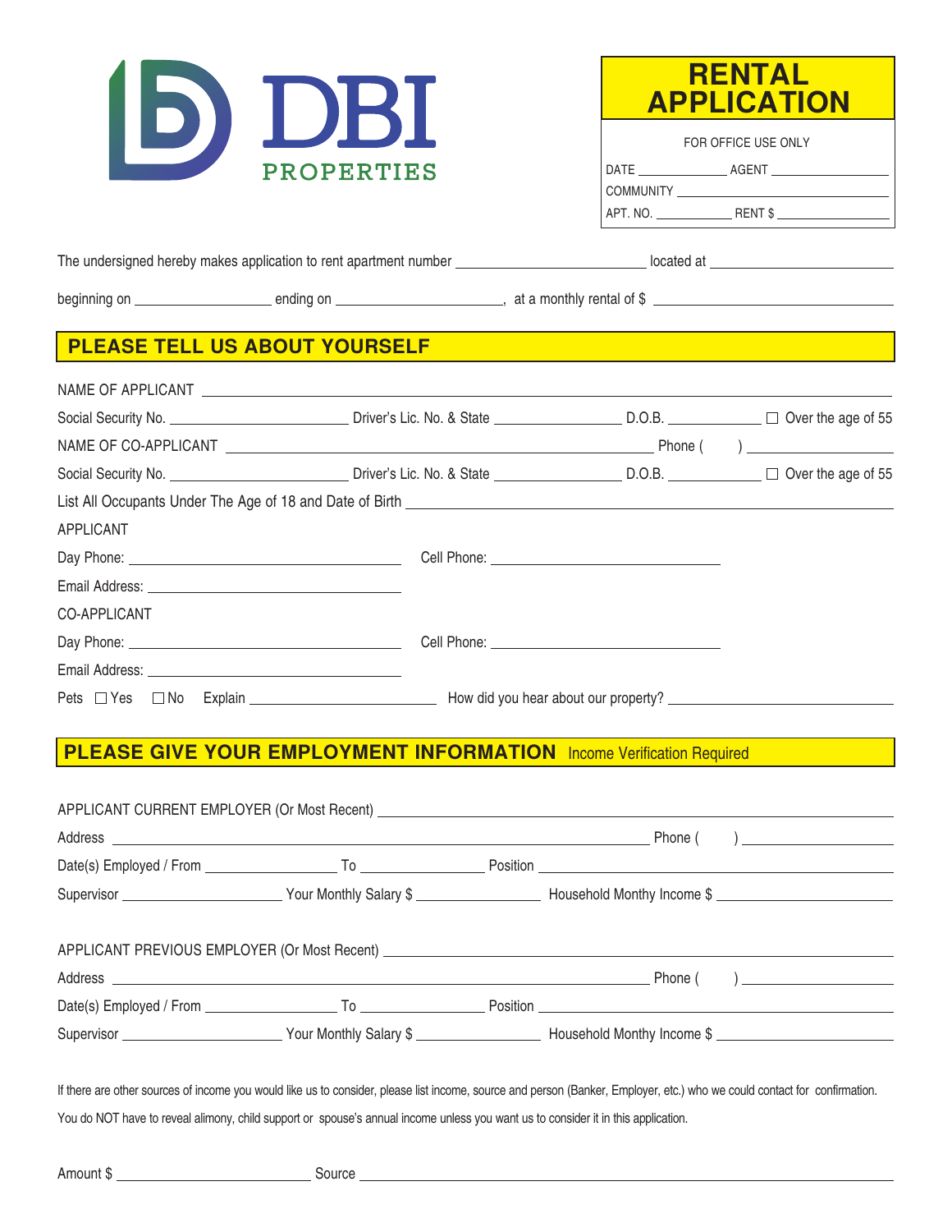DBI PROPERTIES

# RENTAL APPLICATION

FOR OFFICE USE ONLY

DATE ____________ AGENT ______________

COMMUNITY ______________________________

APT. NO. ___________ RENT $ ______________

The undersigned hereby makes application to rent apartment number ______________________ located at ______________________

beginning on ________________ ending on ____________________, at a monthly rental of $ ____________________________

## PLEASE TELL US ABOUT YOURSELF

NAME OF APPLICANT ______________________________________________________________________________

Social Security No. ____________________ Driver's Lic. No. & State ______________ D.O.B. ___________ ☐ Over the age of 55

NAME OF CO-APPLICANT _____________________________________________ Phone (     ) ________________

Social Security No. ____________________ Driver's Lic. No. & State ______________ D.O.B. ___________ ☐ Over the age of 55

List All Occupants Under The Age of 18 and Date of Birth ________________________________________________

APPLICANT

Day Phone: ______________________________ Cell Phone: __________________________

Email Address: ____________________________

CO-APPLICANT

Day Phone: ______________________________ Cell Phone: __________________________

Email Address: ____________________________

Pets ☐ Yes ☐ No Explain ______________________ How did you hear about our property? ___________________________

## PLEASE GIVE YOUR EMPLOYMENT INFORMATION Income Verification Required

APPLICANT CURRENT EMPLOYER (Or Most Recent) ________________________________________________________

Address ____________________________________________________________ Phone (     ) ________________

Date(s) Employed / From _______________ To ______________ Position ______________________________________

Supervisor __________________ Your Monthly Salary $ ______________ Household Monthy Income $ ____________________

APPLICANT PREVIOUS EMPLOYER (Or Most Recent) _______________________________________________________

Address ____________________________________________________________ Phone (     ) ________________

Date(s) Employed / From _______________ To ______________ Position ______________________________________

Supervisor __________________ Your Monthly Salary $ ______________ Household Monthy Income $ ____________________

If there are other sources of income you would like us to consider, please list income, source and person (Banker, Employer, etc.) who we could contact for confirmation.

You do NOT have to reveal alimony, child support or spouse's annual income unless you want us to consider it in this application.

Amount $ ______________________ Source ________________________________________________________________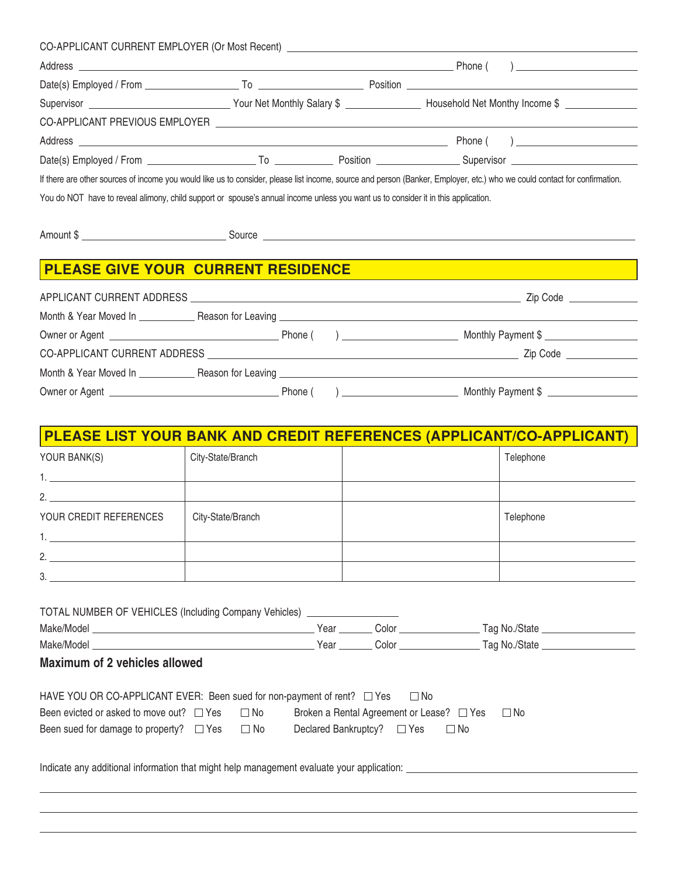CO-APPLICANT CURRENT EMPLOYER (Or Most Recent) \_\_\_\_\_\_\_\_\_\_\_\_\_\_\_\_\_\_\_\_

Address \_\_\_\_\_\_\_\_\_\_\_\_\_\_\_\_\_\_\_\_ Phone ( ) \_\_\_\_\_\_\_\_\_\_

Date(s) Employed / From \_\_\_\_\_\_\_\_\_\_ To \_\_\_\_\_\_\_\_\_\_ Position \_\_\_\_\_\_\_\_\_\_

Supervisor \_\_\_\_\_\_\_\_\_\_ Your Net Monthly Salary $ \_\_\_\_\_\_\_\_\_\_ Household Net Monthy Income $ \_\_\_\_\_\_\_\_\_\_

CO-APPLICANT PREVIOUS EMPLOYER \_\_\_\_\_\_\_\_\_\_\_\_\_\_\_\_\_\_\_\_

Address \_\_\_\_\_\_\_\_\_\_\_\_\_\_\_\_\_\_\_\_ Phone ( ) \_\_\_\_\_\_\_\_\_\_

Date(s) Employed / From \_\_\_\_\_\_\_\_\_\_ To \_\_\_\_\_\_\_\_\_\_ Position \_\_\_\_\_\_\_\_\_\_ Supervisor \_\_\_\_\_\_\_\_\_\_

If there are other sources of income you would like us to consider, please list income, source and person (Banker, Employer, etc.) who we could contact for confirmation.

You do NOT have to reveal alimony, child support or spouse's annual income unless you want us to consider it in this application.

Amount $ \_\_\_\_\_\_\_\_\_\_ Source \_\_\_\_\_\_\_\_\_\_\_\_\_\_\_\_\_\_\_\_

## PLEASE GIVE YOUR CURRENT RESIDENCE

APPLICANT CURRENT ADDRESS \_\_\_\_\_\_\_\_\_\_\_\_\_\_\_\_\_\_\_\_ Zip Code \_\_\_\_\_\_\_\_\_\_

Month & Year Moved In \_\_\_\_\_\_\_\_\_\_ Reason for Leaving \_\_\_\_\_\_\_\_\_\_\_\_\_\_\_\_\_\_\_\_

Owner or Agent \_\_\_\_\_\_\_\_\_\_ Phone ( ) \_\_\_\_\_\_\_\_\_\_ Monthly Payment $ \_\_\_\_\_\_\_\_\_\_

CO-APPLICANT CURRENT ADDRESS \_\_\_\_\_\_\_\_\_\_\_\_\_\_\_\_\_\_\_\_ Zip Code \_\_\_\_\_\_\_\_\_\_

Month & Year Moved In \_\_\_\_\_\_\_\_\_\_ Reason for Leaving \_\_\_\_\_\_\_\_\_\_\_\_\_\_\_\_\_\_\_\_

Owner or Agent \_\_\_\_\_\_\_\_\_\_ Phone ( ) \_\_\_\_\_\_\_\_\_\_ Monthly Payment $ \_\_\_\_\_\_\_\_\_\_

## PLEASE LIST YOUR BANK AND CREDIT REFERENCES (APPLICANT/CO-APPLICANT)

| YOUR BANK(S) | City-State/Branch | | Telephone |
|---|---|---|---|
| 1. | | | |
| 2. | | | |
| **YOUR CREDIT REFERENCES** | **City-State/Branch** | | **Telephone** |
| 1. | | | |
| 2. | | | |
| 3. | | | |

TOTAL NUMBER OF VEHICLES (Including Company Vehicles) \_\_\_\_\_\_\_\_\_\_

Make/Model \_\_\_\_\_\_\_\_\_\_ Year \_\_\_\_\_ Color \_\_\_\_\_\_\_\_\_\_ Tag No./State \_\_\_\_\_\_\_\_\_\_

Make/Model \_\_\_\_\_\_\_\_\_\_ Year \_\_\_\_\_ Color \_\_\_\_\_\_\_\_\_\_ Tag No./State \_\_\_\_\_\_\_\_\_\_

**Maximum of 2 vehicles allowed**

HAVE YOU OR CO-APPLICANT EVER: Been sued for non-payment of rent? ☐ Yes ☐ No

Been evicted or asked to move out? ☐ Yes ☐ No Broken a Rental Agreement or Lease? ☐ Yes ☐ No

Been sued for damage to property? ☐ Yes ☐ No Declared Bankruptcy? ☐ Yes ☐ No

Indicate any additional information that might help management evaluate your application: \_\_\_\_\_\_\_\_\_\_\_\_\_\_\_\_\_\_\_\_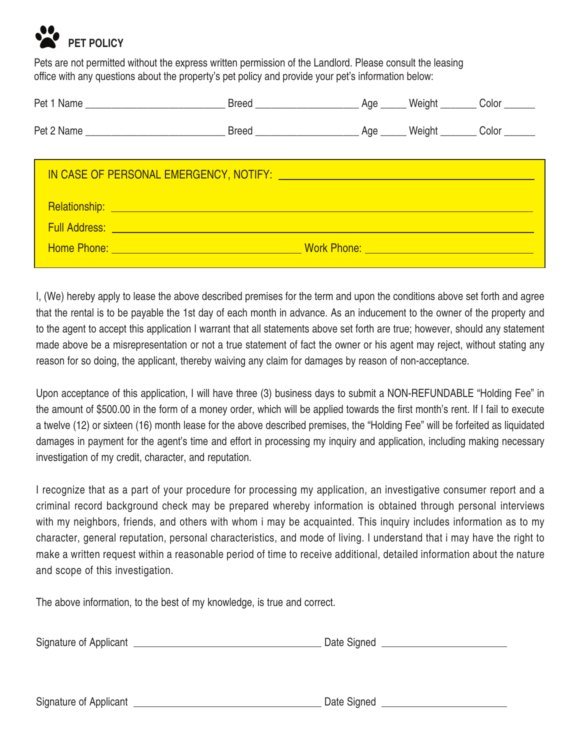## PET POLICY

Pets are not permitted without the express written permission of the Landlord. Please consult the leasing office with any questions about the property's pet policy and provide your pet's information below:

Pet 1 Name _________________________ Breed __________________ Age _____ Weight _______ Color ______

Pet 2 Name _________________________ Breed __________________ Age _____ Weight _______ Color ______

IN CASE OF PERSONAL EMERGENCY, NOTIFY: ______________________________

Relationship: ______________________________

Full Address: ______________________________

Home Phone: ______________________________ Work Phone: ______________________________

I, (We) hereby apply to lease the above described premises for the term and upon the conditions above set forth and agree that the rental is to be payable the 1st day of each month in advance. As an inducement to the owner of the property and to the agent to accept this application I warrant that all statements above set forth are true; however, should any statement made above be a misrepresentation or not a true statement of fact the owner or his agent may reject, without stating any reason for so doing, the applicant, thereby waiving any claim for damages by reason of non-acceptance.

Upon acceptance of this application, I will have three (3) business days to submit a NON-REFUNDABLE "Holding Fee" in the amount of $500.00 in the form of a money order, which will be applied towards the first month's rent. If I fail to execute a twelve (12) or sixteen (16) month lease for the above described premises, the "Holding Fee" will be forfeited as liquidated damages in payment for the agent's time and effort in processing my inquiry and application, including making necessary investigation of my credit, character, and reputation.

I recognize that as a part of your procedure for processing my application, an investigative consumer report and a criminal record background check may be prepared whereby information is obtained through personal interviews with my neighbors, friends, and others with whom i may be acquainted. This inquiry includes information as to my character, general reputation, personal characteristics, and mode of living. I understand that i may have the right to make a written request within a reasonable period of time to receive additional, detailed information about the nature and scope of this investigation.

The above information, to the best of my knowledge, is true and correct.

Signature of Applicant ______________________________ Date Signed ____________________

Signature of Applicant ______________________________ Date Signed ____________________